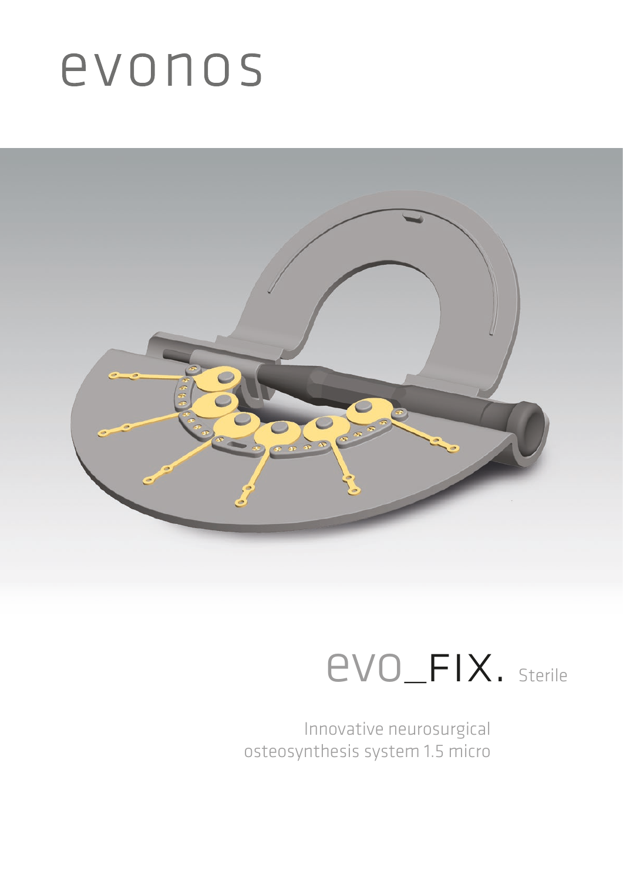# evonos

# evo_FIX. Sterile

Innovative neurosurgical osteosynthesis system 1.5 micro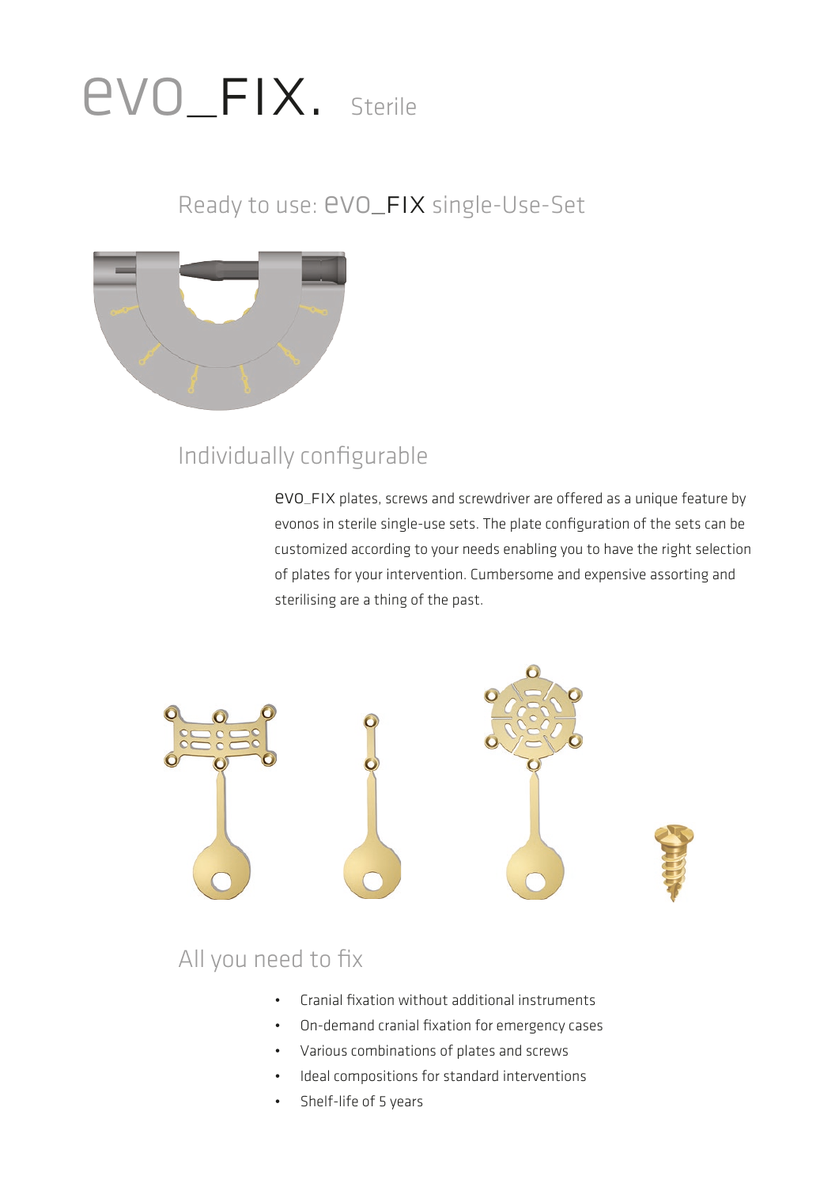# evo_FIX. Sterile

## Ready to use: evo_FIX single-Use-Set

## Individually configurable

evo_FIX plates, screws and screwdriver are offered as a unique feature by evonos in sterile single-use sets. The plate configuration of the sets can be customized according to your needs enabling you to have the right selection of plates for your intervention. Cumbersome and expensive assorting and sterilising are a thing of the past.

## All you need to fix

- Cranial fixation without additional instruments
- On-demand cranial fixation for emergency cases
- Various combinations of plates and screws
- Ideal compositions for standard interventions
- Shelf-life of 5 years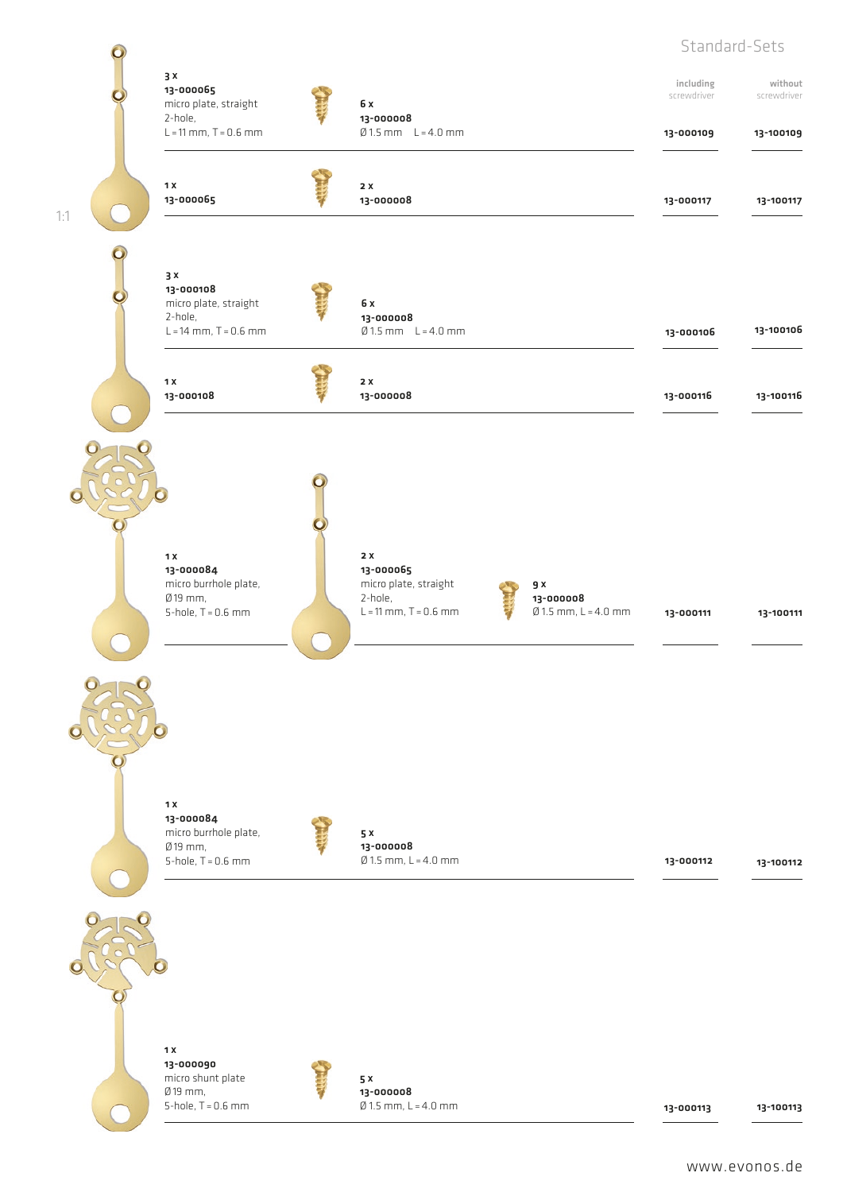## Standard-Sets

| Components | | including screwdriver | without screwdriver |
|---|---|---|---|
| **3 x** **13-000065** micro plate, straight 2-hole, L = 11 mm, T = 0.6 mm | **6 x** **13-000008** Ø 1.5 mm L = 4.0 mm | **13-000109** | **13-100109** |
| **1 x** **13-000065** | **2 x** **13-000008** | **13-000117** | **13-100117** |
| **3 x** **13-000108** micro plate, straight 2-hole, L = 14 mm, T = 0.6 mm | **6 x** **13-000008** Ø 1.5 mm L = 4.0 mm | **13-000106** | **13-100106** |
| **1 x** **13-000108** | **2 x** **13-000008** | **13-000116** | **13-100116** |
| **1 x** **13-000084** micro burrhole plate, Ø 19 mm, 5-hole, T = 0.6 mm; **2 x** **13-000065** micro plate, straight 2-hole, L = 11 mm, T = 0.6 mm | **9 x** **13-000008** Ø 1.5 mm, L = 4.0 mm | **13-000111** | **13-100111** |
| **1 x** **13-000084** micro burrhole plate, Ø 19 mm, 5-hole, T = 0.6 mm | **5 x** **13-000008** Ø 1.5 mm, L = 4.0 mm | **13-000112** | **13-100112** |
| **1 x** **13-000090** micro shunt plate Ø 19 mm, 5-hole, T = 0.6 mm | **5 x** **13-000008** Ø 1.5 mm, L = 4.0 mm | **13-000113** | **13-100113** |

1:1

www.evonos.de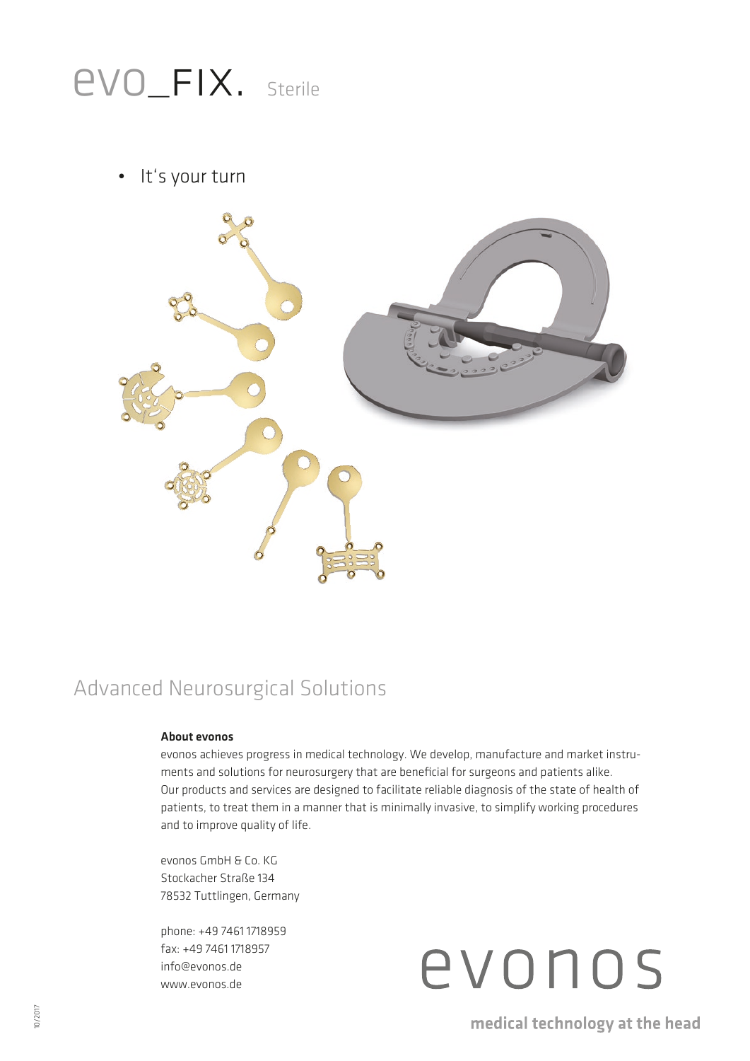# evo_FIX. Sterile

- It‘s your turn

## Advanced Neurosurgical Solutions

**About evonos**

evonos achieves progress in medical technology. We develop, manufacture and market instruments and solutions for neurosurgery that are beneficial for surgeons and patients alike. Our products and services are designed to facilitate reliable diagnosis of the state of health of patients, to treat them in a manner that is minimally invasive, to simplify working procedures and to improve quality of life.

evonos GmbH & Co. KG
Stockacher Straße 134
78532 Tuttlingen, Germany

phone: +49 7461 1718959
fax: +49 7461 1718957
info@evonos.de
www.evonos.de

evonos

**medical technology at the head**

10/2017